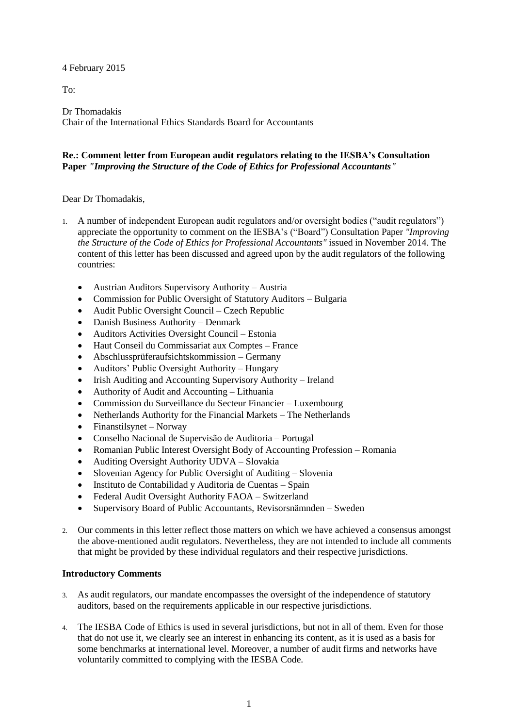4 February 2015

To:

Dr Thomadakis
Chair of the International Ethics Standards Board for Accountants

**Re.: Comment letter from European audit regulators relating to the IESBA's Consultation Paper *"Improving the Structure of the Code of Ethics for Professional Accountants"***

Dear Dr Thomadakis,

1. A number of independent European audit regulators and/or oversight bodies ("audit regulators") appreciate the opportunity to comment on the IESBA's ("Board") Consultation Paper *"Improving the Structure of the Code of Ethics for Professional Accountants"* issued in November 2014. The content of this letter has been discussed and agreed upon by the audit regulators of the following countries:

   - Austrian Auditors Supervisory Authority – Austria
   - Commission for Public Oversight of Statutory Auditors – Bulgaria
   - Audit Public Oversight Council – Czech Republic
   - Danish Business Authority – Denmark
   - Auditors Activities Oversight Council – Estonia
   - Haut Conseil du Commissariat aux Comptes – France
   - Abschlussprüferaufsichtskommission – Germany
   - Auditors' Public Oversight Authority – Hungary
   - Irish Auditing and Accounting Supervisory Authority – Ireland
   - Authority of Audit and Accounting – Lithuania
   - Commission du Surveillance du Secteur Financier – Luxembourg
   - Netherlands Authority for the Financial Markets – The Netherlands
   - Finanstilsynet – Norway
   - Conselho Nacional de Supervisão de Auditoria – Portugal
   - Romanian Public Interest Oversight Body of Accounting Profession – Romania
   - Auditing Oversight Authority UDVA – Slovakia
   - Slovenian Agency for Public Oversight of Auditing – Slovenia
   - Instituto de Contabilidad y Auditoria de Cuentas – Spain
   - Federal Audit Oversight Authority FAOA – Switzerland
   - Supervisory Board of Public Accountants, Revisorsnämnden – Sweden

2. Our comments in this letter reflect those matters on which we have achieved a consensus amongst the above-mentioned audit regulators. Nevertheless, they are not intended to include all comments that might be provided by these individual regulators and their respective jurisdictions.

**Introductory Comments**

3. As audit regulators, our mandate encompasses the oversight of the independence of statutory auditors, based on the requirements applicable in our respective jurisdictions.

4. The IESBA Code of Ethics is used in several jurisdictions, but not in all of them. Even for those that do not use it, we clearly see an interest in enhancing its content, as it is used as a basis for some benchmarks at international level. Moreover, a number of audit firms and networks have voluntarily committed to complying with the IESBA Code.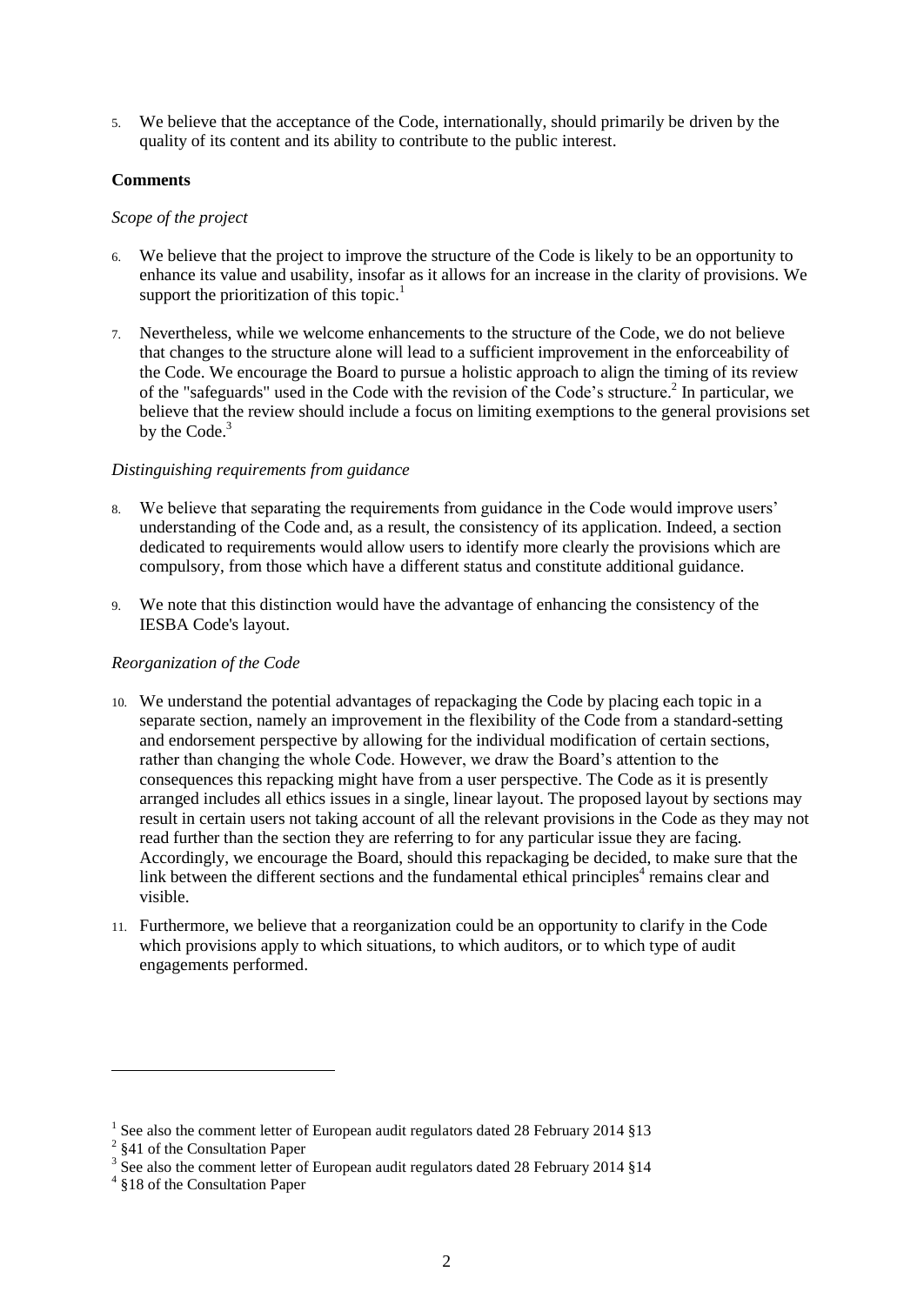5. We believe that the acceptance of the Code, internationally, should primarily be driven by the quality of its content and its ability to contribute to the public interest.

**Comments**

*Scope of the project*

6. We believe that the project to improve the structure of the Code is likely to be an opportunity to enhance its value and usability, insofar as it allows for an increase in the clarity of provisions. We support the prioritization of this topic.[1]

7. Nevertheless, while we welcome enhancements to the structure of the Code, we do not believe that changes to the structure alone will lead to a sufficient improvement in the enforceability of the Code. We encourage the Board to pursue a holistic approach to align the timing of its review of the "safeguards" used in the Code with the revision of the Code's structure.[2] In particular, we believe that the review should include a focus on limiting exemptions to the general provisions set by the Code.[3]

*Distinguishing requirements from guidance*

8. We believe that separating the requirements from guidance in the Code would improve users' understanding of the Code and, as a result, the consistency of its application. Indeed, a section dedicated to requirements would allow users to identify more clearly the provisions which are compulsory, from those which have a different status and constitute additional guidance.

9. We note that this distinction would have the advantage of enhancing the consistency of the IESBA Code's layout.

*Reorganization of the Code*

10. We understand the potential advantages of repackaging the Code by placing each topic in a separate section, namely an improvement in the flexibility of the Code from a standard-setting and endorsement perspective by allowing for the individual modification of certain sections, rather than changing the whole Code. However, we draw the Board's attention to the consequences this repacking might have from a user perspective. The Code as it is presently arranged includes all ethics issues in a single, linear layout. The proposed layout by sections may result in certain users not taking account of all the relevant provisions in the Code as they may not read further than the section they are referring to for any particular issue they are facing. Accordingly, we encourage the Board, should this repackaging be decided, to make sure that the link between the different sections and the fundamental ethical principles[4] remains clear and visible.

11. Furthermore, we believe that a reorganization could be an opportunity to clarify in the Code which provisions apply to which situations, to which auditors, or to which type of audit engagements performed.

---

[1] See also the comment letter of European audit regulators dated 28 February 2014 §13

[2] §41 of the Consultation Paper

[3] See also the comment letter of European audit regulators dated 28 February 2014 §14

[4] §18 of the Consultation Paper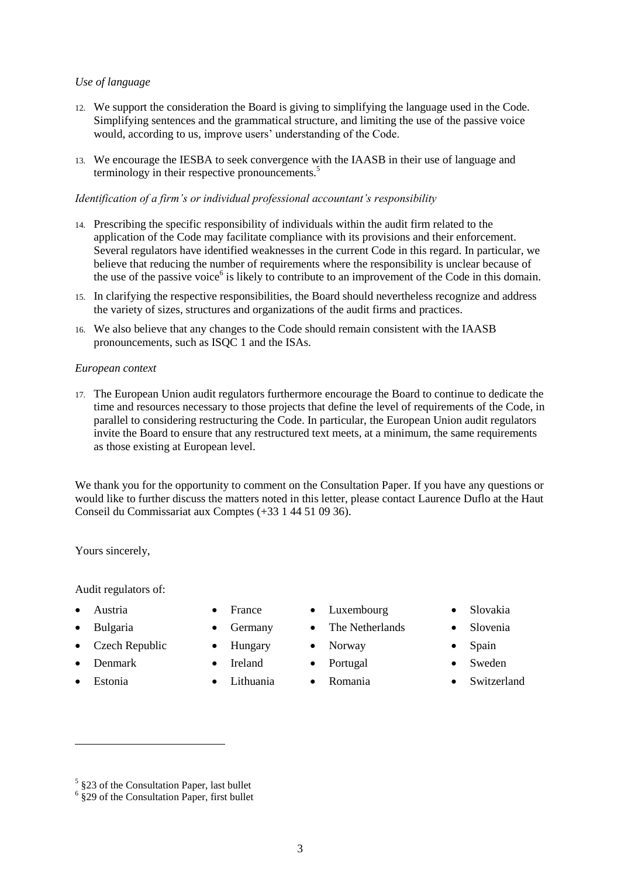*Use of language*

12. We support the consideration the Board is giving to simplifying the language used in the Code. Simplifying sentences and the grammatical structure, and limiting the use of the passive voice would, according to us, improve users' understanding of the Code.

13. We encourage the IESBA to seek convergence with the IAASB in their use of language and terminology in their respective pronouncements.[5]

*Identification of a firm's or individual professional accountant's responsibility*

14. Prescribing the specific responsibility of individuals within the audit firm related to the application of the Code may facilitate compliance with its provisions and their enforcement. Several regulators have identified weaknesses in the current Code in this regard. In particular, we believe that reducing the number of requirements where the responsibility is unclear because of the use of the passive voice[6] is likely to contribute to an improvement of the Code in this domain.

15. In clarifying the respective responsibilities, the Board should nevertheless recognize and address the variety of sizes, structures and organizations of the audit firms and practices.

16. We also believe that any changes to the Code should remain consistent with the IAASB pronouncements, such as ISQC 1 and the ISAs.

*European context*

17. The European Union audit regulators furthermore encourage the Board to continue to dedicate the time and resources necessary to those projects that define the level of requirements of the Code, in parallel to considering restructuring the Code. In particular, the European Union audit regulators invite the Board to ensure that any restructured text meets, at a minimum, the same requirements as those existing at European level.

We thank you for the opportunity to comment on the Consultation Paper. If you have any questions or would like to further discuss the matters noted in this letter, please contact Laurence Duflo at the Haut Conseil du Commissariat aux Comptes (+33 1 44 51 09 36).

Yours sincerely,

Audit regulators of:

- Austria
- Bulgaria
- Czech Republic
- Denmark
- Estonia
- France
- Germany
- Hungary
- Ireland
- Lithuania
- Luxembourg
- The Netherlands
- Norway
- Portugal
- Romania
- Slovakia
- Slovenia
- Spain
- Sweden
- Switzerland

---

[5] §23 of the Consultation Paper, last bullet

[6] §29 of the Consultation Paper, first bullet